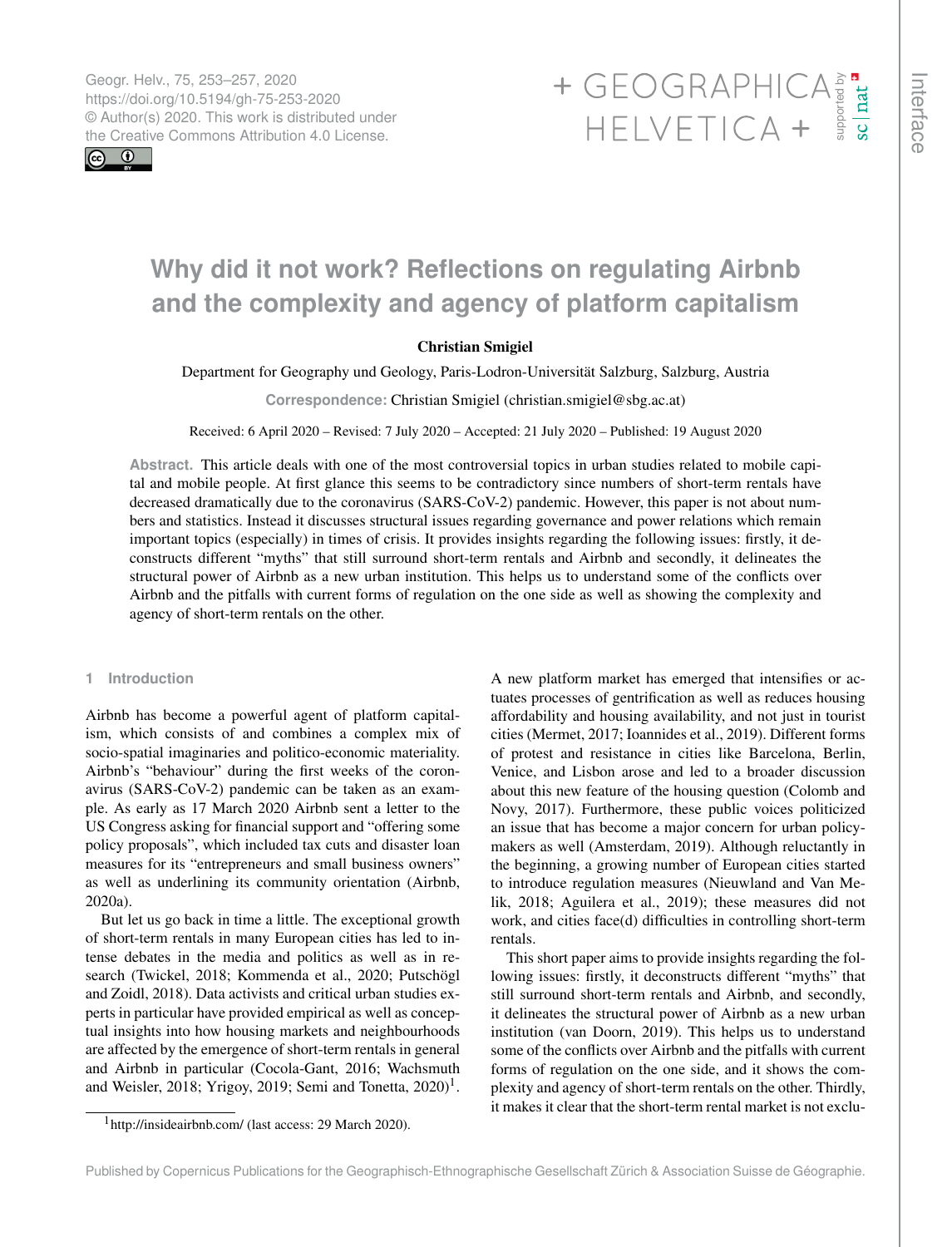# Why did it not work? Reflections on regulating Airbnb and the complexity and agency of platform capitalism

**Christian Smigiel**

Department for Geography und Geology, Paris-Lodron-Universität Salzburg, Salzburg, Austria

**Correspondence:** Christian Smigiel (christian.smigiel@sbg.ac.at)

Received: 6 April 2020 – Revised: 7 July 2020 – Accepted: 21 July 2020 – Published: 19 August 2020

**Abstract.** This article deals with one of the most controversial topics in urban studies related to mobile capital and mobile people. At first glance this seems to be contradictory since numbers of short-term rentals have decreased dramatically due to the coronavirus (SARS-CoV-2) pandemic. However, this paper is not about numbers and statistics. Instead it discusses structural issues regarding governance and power relations which remain important topics (especially) in times of crisis. It provides insights regarding the following issues: firstly, it deconstructs different "myths" that still surround short-term rentals and Airbnb and secondly, it delineates the structural power of Airbnb as a new urban institution. This helps us to understand some of the conflicts over Airbnb and the pitfalls with current forms of regulation on the one side as well as showing the complexity and agency of short-term rentals on the other.

## 1 Introduction

Airbnb has become a powerful agent of platform capitalism, which consists of and combines a complex mix of socio-spatial imaginaries and politico-economic materiality. Airbnb's "behaviour" during the first weeks of the coronavirus (SARS-CoV-2) pandemic can be taken as an example. As early as 17 March 2020 Airbnb sent a letter to the US Congress asking for financial support and "offering some policy proposals", which included tax cuts and disaster loan measures for its "entrepreneurs and small business owners" as well as underlining its community orientation (Airbnb, 2020a).

But let us go back in time a little. The exceptional growth of short-term rentals in many European cities has led to intense debates in the media and politics as well as in research (Twickel, 2018; Kommenda et al., 2020; Putschögl and Zoidl, 2018). Data activists and critical urban studies experts in particular have provided empirical as well as conceptual insights into how housing markets and neighbourhoods are affected by the emergence of short-term rentals in general and Airbnb in particular (Cocola-Gant, 2016; Wachsmuth and Weisler, 2018; Yrigoy, 2019; Semi and Tonetta, 2020)[1]. A new platform market has emerged that intensifies or actuates processes of gentrification as well as reduces housing affordability and housing availability, and not just in tourist cities (Mermet, 2017; Ioannides et al., 2019). Different forms of protest and resistance in cities like Barcelona, Berlin, Venice, and Lisbon arose and led to a broader discussion about this new feature of the housing question (Colomb and Novy, 2017). Furthermore, these public voices politicized an issue that has become a major concern for urban policymakers as well (Amsterdam, 2019). Although reluctantly in the beginning, a growing number of European cities started to introduce regulation measures (Nieuwland and Van Melik, 2018; Aguilera et al., 2019); these measures did not work, and cities face(d) difficulties in controlling short-term rentals.

This short paper aims to provide insights regarding the following issues: firstly, it deconstructs different "myths" that still surround short-term rentals and Airbnb, and secondly, it delineates the structural power of Airbnb as a new urban institution (van Doorn, 2019). This helps us to understand some of the conflicts over Airbnb and the pitfalls with current forms of regulation on the one side, and it shows the complexity and agency of short-term rentals on the other. Thirdly, it makes it clear that the short-term rental market is not exclu-

[1] http://insideairbnb.com/ (last access: 29 March 2020).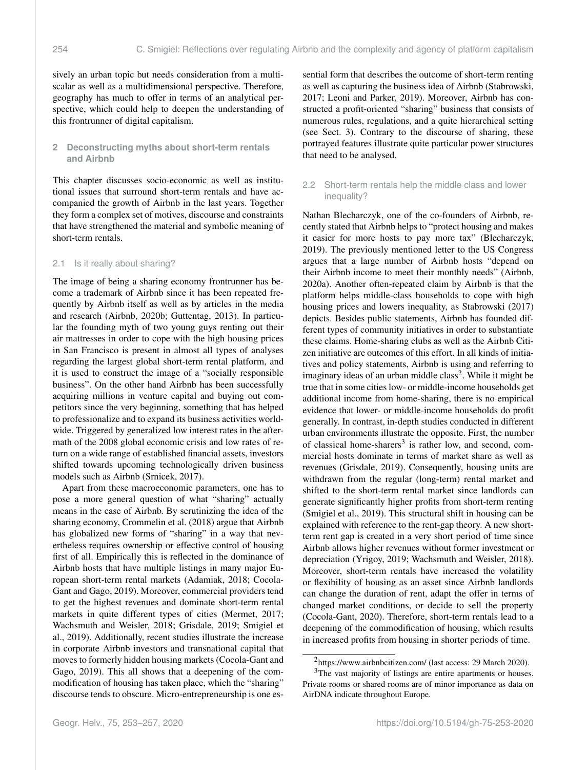sively an urban topic but needs consideration from a multi-scalar as well as a multidimensional perspective. Therefore, geography has much to offer in terms of an analytical perspective, which could help to deepen the understanding of this frontrunner of digital capitalism.

## 2 Deconstructing myths about short-term rentals and Airbnb

This chapter discusses socio-economic as well as institutional issues that surround short-term rentals and have accompanied the growth of Airbnb in the last years. Together they form a complex set of motives, discourse and constraints that have strengthened the material and symbolic meaning of short-term rentals.

### 2.1 Is it really about sharing?

The image of being a sharing economy frontrunner has become a trademark of Airbnb since it has been repeated frequently by Airbnb itself as well as by articles in the media and research (Airbnb, 2020b; Guttentag, 2013). In particular the founding myth of two young guys renting out their air mattresses in order to cope with the high housing prices in San Francisco is present in almost all types of analyses regarding the largest global short-term rental platform, and it is used to construct the image of a "socially responsible business". On the other hand Airbnb has been successfully acquiring millions in venture capital and buying out competitors since the very beginning, something that has helped to professionalize and to expand its business activities worldwide. Triggered by generalized low interest rates in the aftermath of the 2008 global economic crisis and low rates of return on a wide range of established financial assets, investors shifted towards upcoming technologically driven business models such as Airbnb (Srnicek, 2017).

Apart from these macroeconomic parameters, one has to pose a more general question of what "sharing" actually means in the case of Airbnb. By scrutinizing the idea of the sharing economy, Crommelin et al. (2018) argue that Airbnb has globalized new forms of "sharing" in a way that nevertheless requires ownership or effective control of housing first of all. Empirically this is reflected in the dominance of Airbnb hosts that have multiple listings in many major European short-term rental markets (Adamiak, 2018; Cocola-Gant and Gago, 2019). Moreover, commercial providers tend to get the highest revenues and dominate short-term rental markets in quite different types of cities (Mermet, 2017; Wachsmuth and Weisler, 2018; Grisdale, 2019; Smigiel et al., 2019). Additionally, recent studies illustrate the increase in corporate Airbnb investors and transnational capital that moves to formerly hidden housing markets (Cocola-Gant and Gago, 2019). This all shows that a deepening of the commodification of housing has taken place, which the "sharing" discourse tends to obscure. Micro-entrepreneurship is one essential form that describes the outcome of short-term renting as well as capturing the business idea of Airbnb (Stabrowski, 2017; Leoni and Parker, 2019). Moreover, Airbnb has constructed a profit-oriented "sharing" business that consists of numerous rules, regulations, and a quite hierarchical setting (see Sect. 3). Contrary to the discourse of sharing, these portrayed features illustrate quite particular power structures that need to be analysed.

### 2.2 Short-term rentals help the middle class and lower inequality?

Nathan Blecharczyk, one of the co-founders of Airbnb, recently stated that Airbnb helps to "protect housing and makes it easier for more hosts to pay more tax" (Blecharczyk, 2019). The previously mentioned letter to the US Congress argues that a large number of Airbnb hosts "depend on their Airbnb income to meet their monthly needs" (Airbnb, 2020a). Another often-repeated claim by Airbnb is that the platform helps middle-class households to cope with high housing prices and lowers inequality, as Stabrowski (2017) depicts. Besides public statements, Airbnb has founded different types of community initiatives in order to substantiate these claims. Home-sharing clubs as well as the Airbnb Citizen initiative are outcomes of this effort. In all kinds of initiatives and policy statements, Airbnb is using and referring to imaginary ideas of an urban middle class[2]. While it might be true that in some cities low- or middle-income households get additional income from home-sharing, there is no empirical evidence that lower- or middle-income households do profit generally. In contrast, in-depth studies conducted in different urban environments illustrate the opposite. First, the number of classical home-sharers[3] is rather low, and second, commercial hosts dominate in terms of market share as well as revenues (Grisdale, 2019). Consequently, housing units are withdrawn from the regular (long-term) rental market and shifted to the short-term rental market since landlords can generate significantly higher profits from short-term renting (Smigiel et al., 2019). This structural shift in housing can be explained with reference to the rent-gap theory. A new short-term rent gap is created in a very short period of time since Airbnb allows higher revenues without former investment or depreciation (Yrigoy, 2019; Wachsmuth and Weisler, 2018). Moreover, short-term rentals have increased the volatility or flexibility of housing as an asset since Airbnb landlords can change the duration of rent, adapt the offer in terms of changed market conditions, or decide to sell the property (Cocola-Gant, 2020). Therefore, short-term rentals lead to a deepening of the commodification of housing, which results in increased profits from housing in shorter periods of time.

[2] https://www.airbnbcitizen.com/ (last access: 29 March 2020).

[3] The vast majority of listings are entire apartments or houses. Private rooms or shared rooms are of minor importance as data on AirDNA indicate throughout Europe.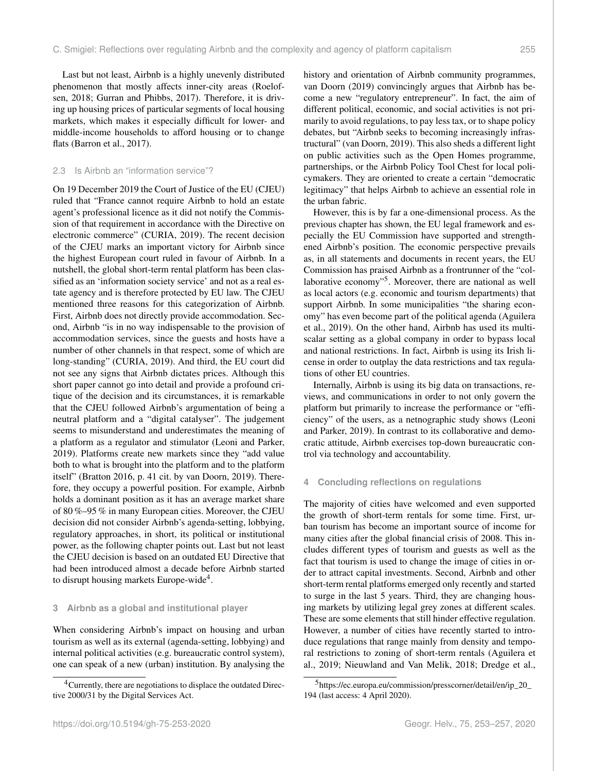Last but not least, Airbnb is a highly unevenly distributed phenomenon that mostly affects inner-city areas (Roelofsen, 2018; Gurran and Phibbs, 2017). Therefore, it is driving up housing prices of particular segments of local housing markets, which makes it especially difficult for lower- and middle-income households to afford housing or to change flats (Barron et al., 2017).

### 2.3 Is Airbnb an "information service"?

On 19 December 2019 the Court of Justice of the EU (CJEU) ruled that "France cannot require Airbnb to hold an estate agent's professional licence as it did not notify the Commission of that requirement in accordance with the Directive on electronic commerce" (CURIA, 2019). The recent decision of the CJEU marks an important victory for Airbnb since the highest European court ruled in favour of Airbnb. In a nutshell, the global short-term rental platform has been classified as an 'information society service' and not as a real estate agency and is therefore protected by EU law. The CJEU mentioned three reasons for this categorization of Airbnb. First, Airbnb does not directly provide accommodation. Second, Airbnb "is in no way indispensable to the provision of accommodation services, since the guests and hosts have a number of other channels in that respect, some of which are long-standing" (CURIA, 2019). And third, the EU court did not see any signs that Airbnb dictates prices. Although this short paper cannot go into detail and provide a profound critique of the decision and its circumstances, it is remarkable that the CJEU followed Airbnb's argumentation of being a neutral platform and a "digital catalyser". The judgement seems to misunderstand and underestimates the meaning of a platform as a regulator and stimulator (Leoni and Parker, 2019). Platforms create new markets since they "add value both to what is brought into the platform and to the platform itself" (Bratton 2016, p. 41 cit. by van Doorn, 2019). Therefore, they occupy a powerful position. For example, Airbnb holds a dominant position as it has an average market share of 80 %–95 % in many European cities. Moreover, the CJEU decision did not consider Airbnb's agenda-setting, lobbying, regulatory approaches, in short, its political or institutional power, as the following chapter points out. Last but not least the CJEU decision is based on an outdated EU Directive that had been introduced almost a decade before Airbnb started to disrupt housing markets Europe-wide[4].

## 3 Airbnb as a global and institutional player

When considering Airbnb's impact on housing and urban tourism as well as its external (agenda-setting, lobbying) and internal political activities (e.g. bureaucratic control system), one can speak of a new (urban) institution. By analysing the history and orientation of Airbnb community programmes, van Doorn (2019) convincingly argues that Airbnb has become a new "regulatory entrepreneur". In fact, the aim of different political, economic, and social activities is not primarily to avoid regulations, to pay less tax, or to shape policy debates, but "Airbnb seeks to becoming increasingly infrastructural" (van Doorn, 2019). This also sheds a different light on public activities such as the Open Homes programme, partnerships, or the Airbnb Policy Tool Chest for local policymakers. They are oriented to create a certain "democratic legitimacy" that helps Airbnb to achieve an essential role in the urban fabric.

However, this is by far a one-dimensional process. As the previous chapter has shown, the EU legal framework and especially the EU Commission have supported and strengthened Airbnb's position. The economic perspective prevails as, in all statements and documents in recent years, the EU Commission has praised Airbnb as a frontrunner of the "collaborative economy"[5]. Moreover, there are national as well as local actors (e.g. economic and tourism departments) that support Airbnb. In some municipalities "the sharing economy" has even become part of the political agenda (Aguilera et al., 2019). On the other hand, Airbnb has used its multiscalar setting as a global company in order to bypass local and national restrictions. In fact, Airbnb is using its Irish license in order to outplay the data restrictions and tax regulations of other EU countries.

Internally, Airbnb is using its big data on transactions, reviews, and communications in order to not only govern the platform but primarily to increase the performance or "efficiency" of the users, as a netnographic study shows (Leoni and Parker, 2019). In contrast to its collaborative and democratic attitude, Airbnb exercises top-down bureaucratic control via technology and accountability.

## 4 Concluding reflections on regulations

The majority of cities have welcomed and even supported the growth of short-term rentals for some time. First, urban tourism has become an important source of income for many cities after the global financial crisis of 2008. This includes different types of tourism and guests as well as the fact that tourism is used to change the image of cities in order to attract capital investments. Second, Airbnb and other short-term rental platforms emerged only recently and started to surge in the last 5 years. Third, they are changing housing markets by utilizing legal grey zones at different scales. These are some elements that still hinder effective regulation. However, a number of cities have recently started to introduce regulations that range mainly from density and temporal restrictions to zoning of short-term rentals (Aguilera et al., 2019; Nieuwland and Van Melik, 2018; Dredge et al.,

[4] Currently, there are negotiations to displace the outdated Directive 2000/31 by the Digital Services Act.

[5] https://ec.europa.eu/commission/presscorner/detail/en/ip_20_194 (last access: 4 April 2020).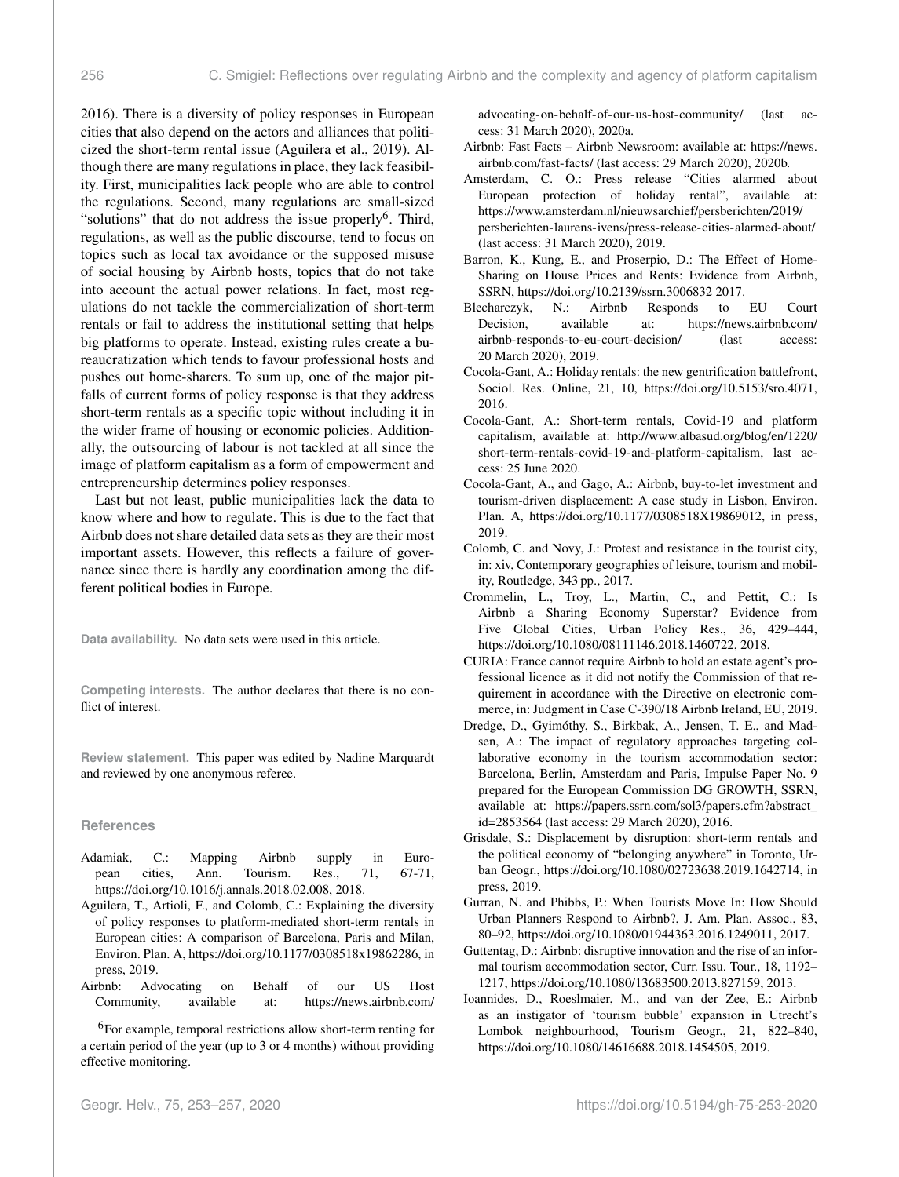2016). There is a diversity of policy responses in European cities that also depend on the actors and alliances that politicized the short-term rental issue (Aguilera et al., 2019). Although there are many regulations in place, they lack feasibility. First, municipalities lack people who are able to control the regulations. Second, many regulations are small-sized "solutions" that do not address the issue properly[6]. Third, regulations, as well as the public discourse, tend to focus on topics such as local tax avoidance or the supposed misuse of social housing by Airbnb hosts, topics that do not take into account the actual power relations. In fact, most regulations do not tackle the commercialization of short-term rentals or fail to address the institutional setting that helps big platforms to operate. Instead, existing rules create a bureaucratization which tends to favour professional hosts and pushes out home-sharers. To sum up, one of the major pitfalls of current forms of policy response is that they address short-term rentals as a specific topic without including it in the wider frame of housing or economic policies. Additionally, the outsourcing of labour is not tackled at all since the image of platform capitalism as a form of empowerment and entrepreneurship determines policy responses.

Last but not least, public municipalities lack the data to know where and how to regulate. This is due to the fact that Airbnb does not share detailed data sets as they are their most important assets. However, this reflects a failure of governance since there is hardly any coordination among the different political bodies in Europe.

[6]For example, temporal restrictions allow short-term renting for a certain period of the year (up to 3 or 4 months) without providing effective monitoring.

**Data availability.** No data sets were used in this article.

**Competing interests.** The author declares that there is no conflict of interest.

**Review statement.** This paper was edited by Nadine Marquardt and reviewed by one anonymous referee.

## References

- Adamiak, C.: Mapping Airbnb supply in European cities, Ann. Tourism. Res., 71, 67-71, https://doi.org/10.1016/j.annals.2018.02.008, 2018.
- Aguilera, T., Artioli, F., and Colomb, C.: Explaining the diversity of policy responses to platform-mediated short-term rentals in European cities: A comparison of Barcelona, Paris and Milan, Environ. Plan. A, https://doi.org/10.1177/0308518x19862286, in press, 2019.
- Airbnb: Advocating on Behalf of our US Host Community, available at: https://news.airbnb.com/advocating-on-behalf-of-our-us-host-community/ (last access: 31 March 2020), 2020a.
- Airbnb: Fast Facts – Airbnb Newsroom: available at: https://news.airbnb.com/fast-facts/ (last access: 29 March 2020), 2020b.
- Amsterdam, C. O.: Press release "Cities alarmed about European protection of holiday rental", available at: https://www.amsterdam.nl/nieuwsarchief/persberichten/2019/persberichten-laurens-ivens/press-release-cities-alarmed-about/ (last access: 31 March 2020), 2019.
- Barron, K., Kung, E., and Proserpio, D.: The Effect of Home-Sharing on House Prices and Rents: Evidence from Airbnb, SSRN, https://doi.org/10.2139/ssrn.3006832 2017.
- Blecharczyk, N.: Airbnb Responds to EU Court Decision, available at: https://news.airbnb.com/airbnb-responds-to-eu-court-decision/ (last access: 20 March 2020), 2019.
- Cocola-Gant, A.: Holiday rentals: the new gentrification battlefront, Sociol. Res. Online, 21, 10, https://doi.org/10.5153/sro.4071, 2016.
- Cocola-Gant, A.: Short-term rentals, Covid-19 and platform capitalism, available at: http://www.albasud.org/blog/en/1220/short-term-rentals-covid-19-and-platform-capitalism, last access: 25 June 2020.
- Cocola-Gant, A., and Gago, A.: Airbnb, buy-to-let investment and tourism-driven displacement: A case study in Lisbon, Environ. Plan. A, https://doi.org/10.1177/0308518X19869012, in press, 2019.
- Colomb, C. and Novy, J.: Protest and resistance in the tourist city, in: xiv, Contemporary geographies of leisure, tourism and mobility, Routledge, 343 pp., 2017.
- Crommelin, L., Troy, L., Martin, C., and Pettit, C.: Is Airbnb a Sharing Economy Superstar? Evidence from Five Global Cities, Urban Policy Res., 36, 429–444, https://doi.org/10.1080/08111146.2018.1460722, 2018.
- CURIA: France cannot require Airbnb to hold an estate agent's professional licence as it did not notify the Commission of that requirement in accordance with the Directive on electronic commerce, in: Judgment in Case C-390/18 Airbnb Ireland, EU, 2019.
- Dredge, D., Gyimóthy, S., Birkbak, A., Jensen, T. E., and Madsen, A.: The impact of regulatory approaches targeting collaborative economy in the tourism accommodation sector: Barcelona, Berlin, Amsterdam and Paris, Impulse Paper No. 9 prepared for the European Commission DG GROWTH, SSRN, available at: https://papers.ssrn.com/sol3/papers.cfm?abstract_id=2853564 (last access: 29 March 2020), 2016.
- Grisdale, S.: Displacement by disruption: short-term rentals and the political economy of "belonging anywhere" in Toronto, Urban Geogr., https://doi.org/10.1080/02723638.2019.1642714, in press, 2019.
- Gurran, N. and Phibbs, P.: When Tourists Move In: How Should Urban Planners Respond to Airbnb?, J. Am. Plan. Assoc., 83, 80–92, https://doi.org/10.1080/01944363.2016.1249011, 2017.
- Guttentag, D.: Airbnb: disruptive innovation and the rise of an informal tourism accommodation sector, Curr. Issu. Tour., 18, 1192–1217, https://doi.org/10.1080/13683500.2013.827159, 2013.
- Ioannides, D., Roeslmaier, M., and van der Zee, E.: Airbnb as an instigator of 'tourism bubble' expansion in Utrecht's Lombok neighbourhood, Tourism Geogr., 21, 822–840, https://doi.org/10.1080/14616688.2018.1454505, 2019.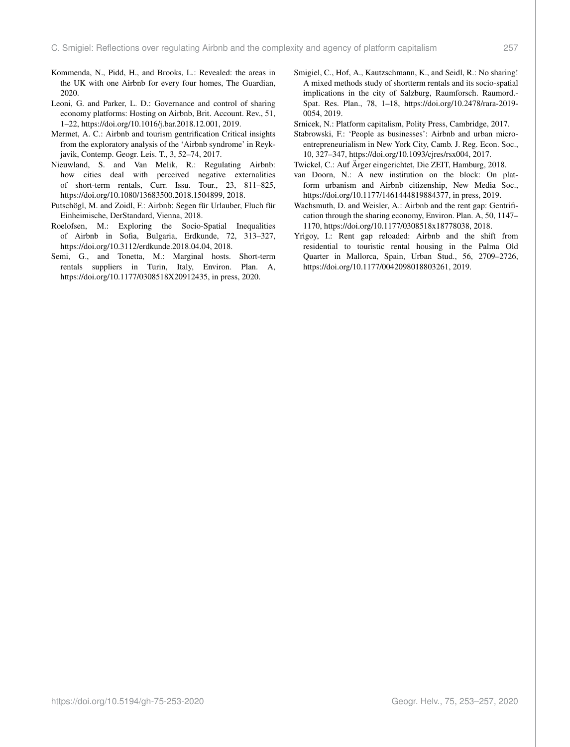Kommenda, N., Pidd, H., and Brooks, L.: Revealed: the areas in the UK with one Airbnb for every four homes, The Guardian, 2020.

Leoni, G. and Parker, L. D.: Governance and control of sharing economy platforms: Hosting on Airbnb, Brit. Account. Rev., 51, 1–22, https://doi.org/10.1016/j.bar.2018.12.001, 2019.

Mermet, A. C.: Airbnb and tourism gentrification Critical insights from the exploratory analysis of the 'Airbnb syndrome' in Reykjavik, Contemp. Geogr. Leis. T., 3, 52–74, 2017.

Nieuwland, S. and Van Melik, R.: Regulating Airbnb: how cities deal with perceived negative externalities of short-term rentals, Curr. Issu. Tour., 23, 811–825, https://doi.org/10.1080/13683500.2018.1504899, 2018.

Putschögl, M. and Zoidl, F.: Airbnb: Segen für Urlauber, Fluch für Einheimische, DerStandard, Vienna, 2018.

Roelofsen, M.: Exploring the Socio-Spatial Inequalities of Airbnb in Sofia, Bulgaria, Erdkunde, 72, 313–327, https://doi.org/10.3112/erdkunde.2018.04.04, 2018.

Semi, G., and Tonetta, M.: Marginal hosts. Short-term rentals suppliers in Turin, Italy, Environ. Plan. A, https://doi.org/10.1177/0308518X20912435, in press, 2020.

Smigiel, C., Hof, A., Kautzschmann, K., and Seidl, R.: No sharing! A mixed methods study of shortterm rentals and its socio-spatial implications in the city of Salzburg, Raumforsch. Raumord.-Spat. Res. Plan., 78, 1–18, https://doi.org/10.2478/rara-2019-0054, 2019.

Srnicek, N.: Platform capitalism, Polity Press, Cambridge, 2017.

Stabrowski, F.: 'People as businesses': Airbnb and urban micro-entrepreneurialism in New York City, Camb. J. Reg. Econ. Soc., 10, 327–347, https://doi.org/10.1093/cjres/rsx004, 2017.

Twickel, C.: Auf Ärger eingerichtet, Die ZEIT, Hamburg, 2018.

van Doorn, N.: A new institution on the block: On platform urbanism and Airbnb citizenship, New Media Soc., https://doi.org/10.1177/1461444819884377, in press, 2019.

Wachsmuth, D. and Weisler, A.: Airbnb and the rent gap: Gentrification through the sharing economy, Environ. Plan. A, 50, 1147–1170, https://doi.org/10.1177/0308518x18778038, 2018.

Yrigoy, I.: Rent gap reloaded: Airbnb and the shift from residential to touristic rental housing in the Palma Old Quarter in Mallorca, Spain, Urban Stud., 56, 2709–2726, https://doi.org/10.1177/0042098018803261, 2019.